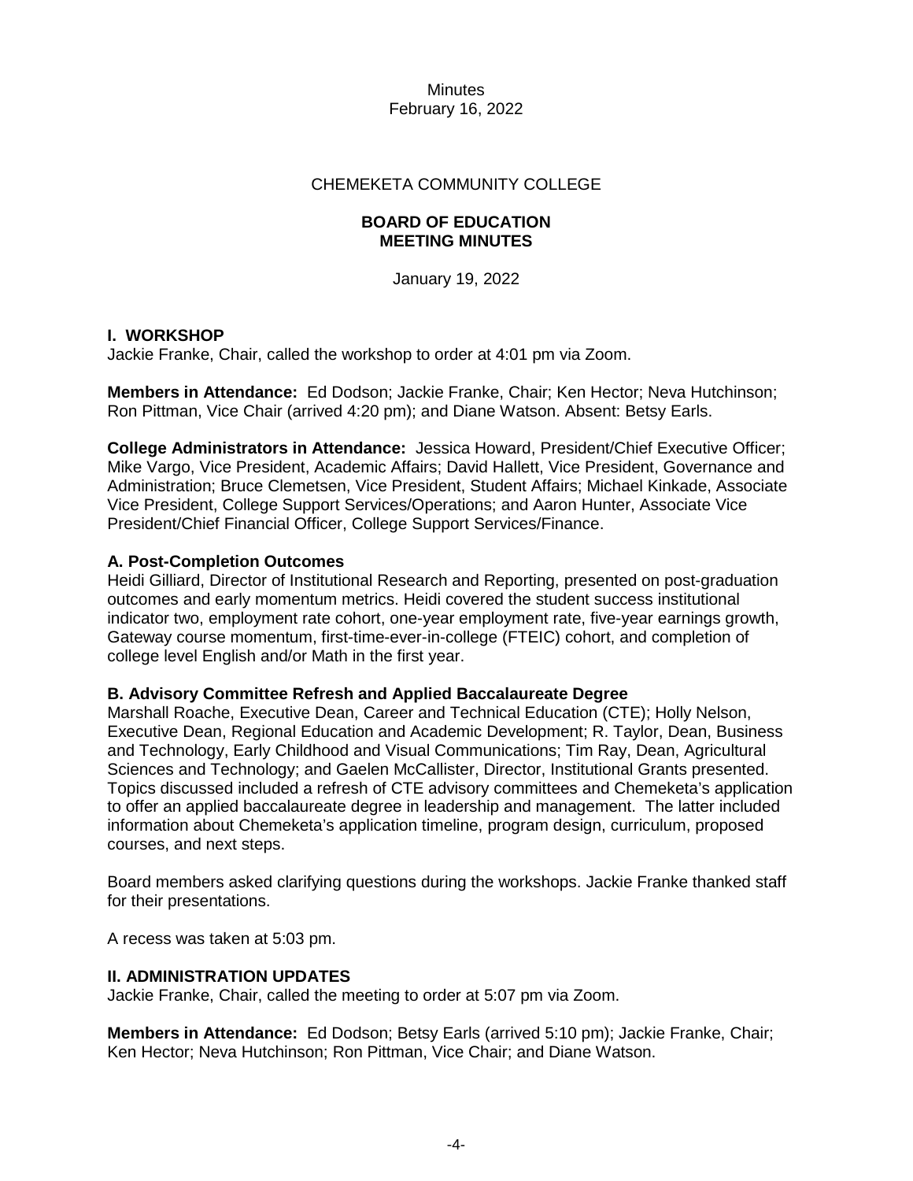Minutes
February 16, 2022

CHEMEKETA COMMUNITY COLLEGE

**BOARD OF EDUCATION**
**MEETING MINUTES**

January 19, 2022

### I. WORKSHOP

Jackie Franke, Chair, called the workshop to order at 4:01 pm via Zoom.

**Members in Attendance:** Ed Dodson; Jackie Franke, Chair; Ken Hector; Neva Hutchinson; Ron Pittman, Vice Chair (arrived 4:20 pm); and Diane Watson. Absent: Betsy Earls.

**College Administrators in Attendance:** Jessica Howard, President/Chief Executive Officer; Mike Vargo, Vice President, Academic Affairs; David Hallett, Vice President, Governance and Administration; Bruce Clemetsen, Vice President, Student Affairs; Michael Kinkade, Associate Vice President, College Support Services/Operations; and Aaron Hunter, Associate Vice President/Chief Financial Officer, College Support Services/Finance.

#### A. Post-Completion Outcomes

Heidi Gilliard, Director of Institutional Research and Reporting, presented on post-graduation outcomes and early momentum metrics. Heidi covered the student success institutional indicator two, employment rate cohort, one-year employment rate, five-year earnings growth, Gateway course momentum, first-time-ever-in-college (FTEIC) cohort, and completion of college level English and/or Math in the first year.

#### B. Advisory Committee Refresh and Applied Baccalaureate Degree

Marshall Roache, Executive Dean, Career and Technical Education (CTE); Holly Nelson, Executive Dean, Regional Education and Academic Development; R. Taylor, Dean, Business and Technology, Early Childhood and Visual Communications; Tim Ray, Dean, Agricultural Sciences and Technology; and Gaelen McCallister, Director, Institutional Grants presented. Topics discussed included a refresh of CTE advisory committees and Chemeketa's application to offer an applied baccalaureate degree in leadership and management. The latter included information about Chemeketa's application timeline, program design, curriculum, proposed courses, and next steps.

Board members asked clarifying questions during the workshops. Jackie Franke thanked staff for their presentations.

A recess was taken at 5:03 pm.

### II. ADMINISTRATION UPDATES

Jackie Franke, Chair, called the meeting to order at 5:07 pm via Zoom.

**Members in Attendance:** Ed Dodson; Betsy Earls (arrived 5:10 pm); Jackie Franke, Chair; Ken Hector; Neva Hutchinson; Ron Pittman, Vice Chair; and Diane Watson.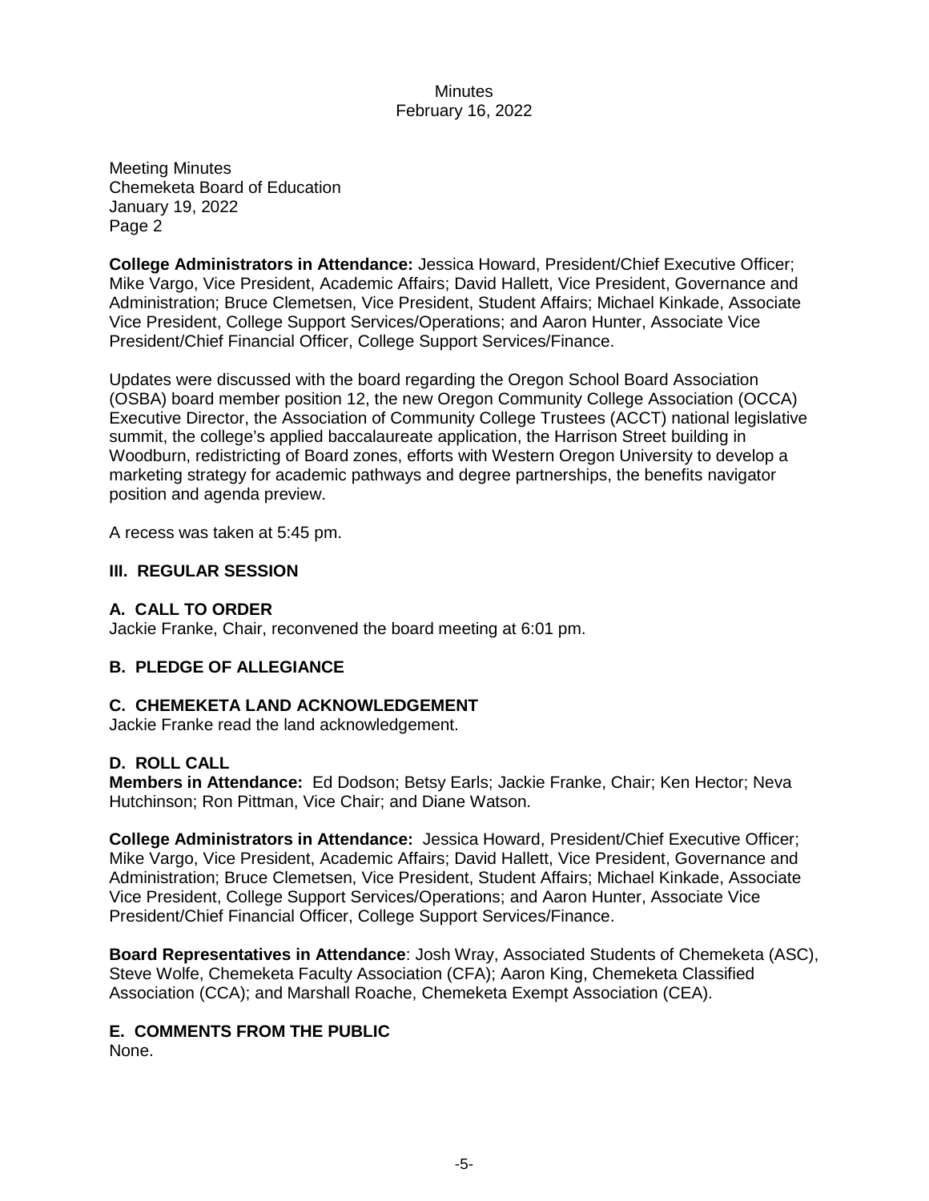Meeting Minutes
Chemeketa Board of Education
January 19, 2022
Page 2

**College Administrators in Attendance:** Jessica Howard, President/Chief Executive Officer; Mike Vargo, Vice President, Academic Affairs; David Hallett, Vice President, Governance and Administration; Bruce Clemetsen, Vice President, Student Affairs; Michael Kinkade, Associate Vice President, College Support Services/Operations; and Aaron Hunter, Associate Vice President/Chief Financial Officer, College Support Services/Finance.

Updates were discussed with the board regarding the Oregon School Board Association (OSBA) board member position 12, the new Oregon Community College Association (OCCA) Executive Director, the Association of Community College Trustees (ACCT) national legislative summit, the college's applied baccalaureate application, the Harrison Street building in Woodburn, redistricting of Board zones, efforts with Western Oregon University to develop a marketing strategy for academic pathways and degree partnerships, the benefits navigator position and agenda preview.

A recess was taken at 5:45 pm.

## III. REGULAR SESSION

### A. CALL TO ORDER

Jackie Franke, Chair, reconvened the board meeting at 6:01 pm.

### B. PLEDGE OF ALLEGIANCE

### C. CHEMEKETA LAND ACKNOWLEDGEMENT

Jackie Franke read the land acknowledgement.

### D. ROLL CALL

**Members in Attendance:** Ed Dodson; Betsy Earls; Jackie Franke, Chair; Ken Hector; Neva Hutchinson; Ron Pittman, Vice Chair; and Diane Watson.

**College Administrators in Attendance:** Jessica Howard, President/Chief Executive Officer; Mike Vargo, Vice President, Academic Affairs; David Hallett, Vice President, Governance and Administration; Bruce Clemetsen, Vice President, Student Affairs; Michael Kinkade, Associate Vice President, College Support Services/Operations; and Aaron Hunter, Associate Vice President/Chief Financial Officer, College Support Services/Finance.

**Board Representatives in Attendance**: Josh Wray, Associated Students of Chemeketa (ASC), Steve Wolfe, Chemeketa Faculty Association (CFA); Aaron King, Chemeketa Classified Association (CCA); and Marshall Roache, Chemeketa Exempt Association (CEA).

### E. COMMENTS FROM THE PUBLIC

None.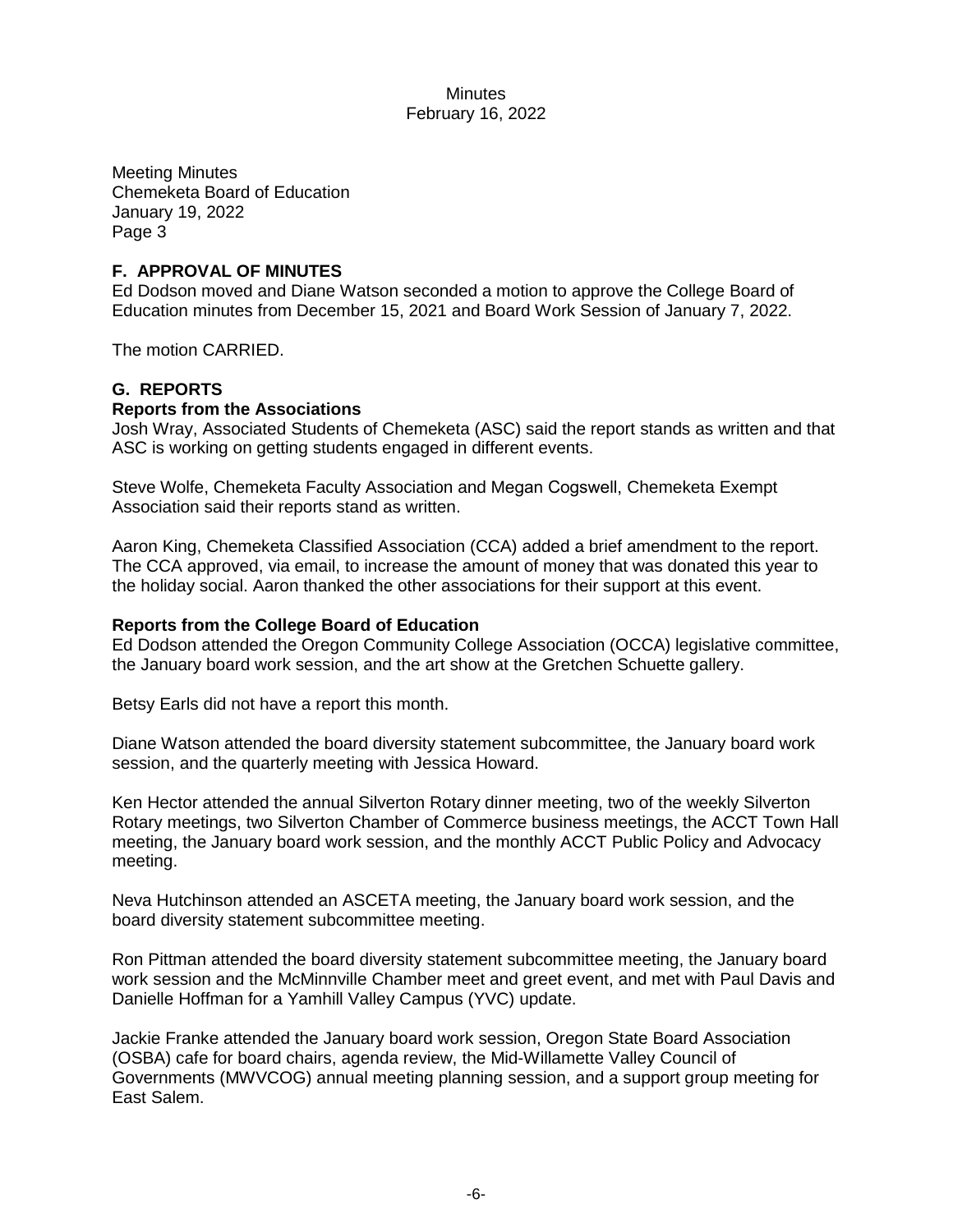Meeting Minutes
Chemeketa Board of Education
January 19, 2022
Page 3

## F. APPROVAL OF MINUTES

Ed Dodson moved and Diane Watson seconded a motion to approve the College Board of Education minutes from December 15, 2021 and Board Work Session of January 7, 2022.

The motion CARRIED.

## G. REPORTS

### Reports from the Associations

Josh Wray, Associated Students of Chemeketa (ASC) said the report stands as written and that ASC is working on getting students engaged in different events.

Steve Wolfe, Chemeketa Faculty Association and Megan Cogswell, Chemeketa Exempt Association said their reports stand as written.

Aaron King, Chemeketa Classified Association (CCA) added a brief amendment to the report. The CCA approved, via email, to increase the amount of money that was donated this year to the holiday social. Aaron thanked the other associations for their support at this event.

### Reports from the College Board of Education

Ed Dodson attended the Oregon Community College Association (OCCA) legislative committee, the January board work session, and the art show at the Gretchen Schuette gallery.

Betsy Earls did not have a report this month.

Diane Watson attended the board diversity statement subcommittee, the January board work session, and the quarterly meeting with Jessica Howard.

Ken Hector attended the annual Silverton Rotary dinner meeting, two of the weekly Silverton Rotary meetings, two Silverton Chamber of Commerce business meetings, the ACCT Town Hall meeting, the January board work session, and the monthly ACCT Public Policy and Advocacy meeting.

Neva Hutchinson attended an ASCETA meeting, the January board work session, and the board diversity statement subcommittee meeting.

Ron Pittman attended the board diversity statement subcommittee meeting, the January board work session and the McMinnville Chamber meet and greet event, and met with Paul Davis and Danielle Hoffman for a Yamhill Valley Campus (YVC) update.

Jackie Franke attended the January board work session, Oregon State Board Association (OSBA) cafe for board chairs, agenda review, the Mid-Willamette Valley Council of Governments (MWVCOG) annual meeting planning session, and a support group meeting for East Salem.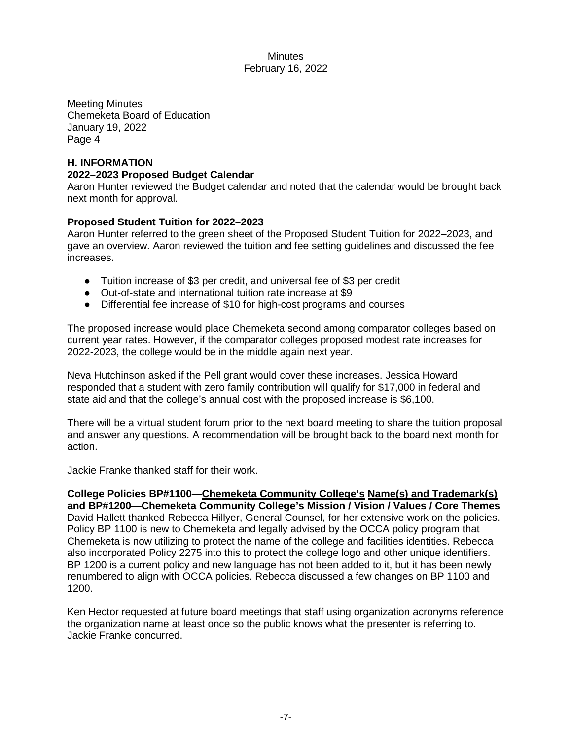Meeting Minutes
Chemeketa Board of Education
January 19, 2022
Page 4

## H. INFORMATION

### 2022–2023 Proposed Budget Calendar

Aaron Hunter reviewed the Budget calendar and noted that the calendar would be brought back next month for approval.

### Proposed Student Tuition for 2022–2023

Aaron Hunter referred to the green sheet of the Proposed Student Tuition for 2022–2023, and gave an overview. Aaron reviewed the tuition and fee setting guidelines and discussed the fee increases.

- Tuition increase of $3 per credit, and universal fee of $3 per credit
- Out-of-state and international tuition rate increase at $9
- Differential fee increase of $10 for high-cost programs and courses

The proposed increase would place Chemeketa second among comparator colleges based on current year rates. However, if the comparator colleges proposed modest rate increases for 2022-2023, the college would be in the middle again next year.

Neva Hutchinson asked if the Pell grant would cover these increases. Jessica Howard responded that a student with zero family contribution will qualify for $17,000 in federal and state aid and that the college's annual cost with the proposed increase is $6,100.

There will be a virtual student forum prior to the next board meeting to share the tuition proposal and answer any questions. A recommendation will be brought back to the board next month for action.

Jackie Franke thanked staff for their work.

### College Policies BP#1100—Chemeketa Community College's Name(s) and Trademark(s) and BP#1200—Chemeketa Community College's Mission / Vision / Values / Core Themes

David Hallett thanked Rebecca Hillyer, General Counsel, for her extensive work on the policies. Policy BP 1100 is new to Chemeketa and legally advised by the OCCA policy program that Chemeketa is now utilizing to protect the name of the college and facilities identities. Rebecca also incorporated Policy 2275 into this to protect the college logo and other unique identifiers. BP 1200 is a current policy and new language has not been added to it, but it has been newly renumbered to align with OCCA policies. Rebecca discussed a few changes on BP 1100 and 1200.

Ken Hector requested at future board meetings that staff using organization acronyms reference the organization name at least once so the public knows what the presenter is referring to. Jackie Franke concurred.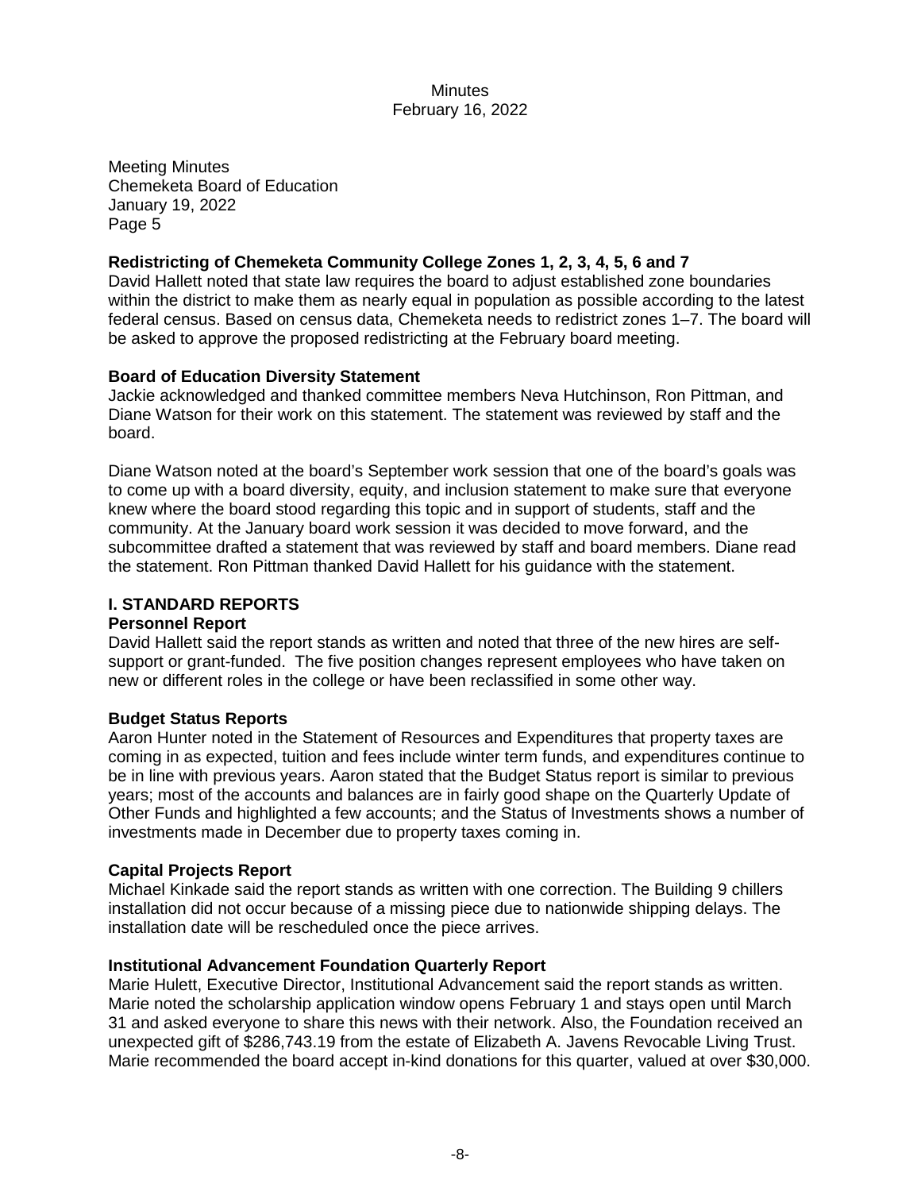Meeting Minutes
Chemeketa Board of Education
January 19, 2022
Page 5

**Redistricting of Chemeketa Community College Zones 1, 2, 3, 4, 5, 6 and 7**
David Hallett noted that state law requires the board to adjust established zone boundaries within the district to make them as nearly equal in population as possible according to the latest federal census. Based on census data, Chemeketa needs to redistrict zones 1–7. The board will be asked to approve the proposed redistricting at the February board meeting.

**Board of Education Diversity Statement**
Jackie acknowledged and thanked committee members Neva Hutchinson, Ron Pittman, and Diane Watson for their work on this statement. The statement was reviewed by staff and the board.

Diane Watson noted at the board's September work session that one of the board's goals was to come up with a board diversity, equity, and inclusion statement to make sure that everyone knew where the board stood regarding this topic and in support of students, staff and the community. At the January board work session it was decided to move forward, and the subcommittee drafted a statement that was reviewed by staff and board members. Diane read the statement. Ron Pittman thanked David Hallett for his guidance with the statement.

## I. STANDARD REPORTS

**Personnel Report**
David Hallett said the report stands as written and noted that three of the new hires are self-support or grant-funded. The five position changes represent employees who have taken on new or different roles in the college or have been reclassified in some other way.

**Budget Status Reports**
Aaron Hunter noted in the Statement of Resources and Expenditures that property taxes are coming in as expected, tuition and fees include winter term funds, and expenditures continue to be in line with previous years. Aaron stated that the Budget Status report is similar to previous years; most of the accounts and balances are in fairly good shape on the Quarterly Update of Other Funds and highlighted a few accounts; and the Status of Investments shows a number of investments made in December due to property taxes coming in.

**Capital Projects Report**
Michael Kinkade said the report stands as written with one correction. The Building 9 chillers installation did not occur because of a missing piece due to nationwide shipping delays. The installation date will be rescheduled once the piece arrives.

**Institutional Advancement Foundation Quarterly Report**
Marie Hulett, Executive Director, Institutional Advancement said the report stands as written. Marie noted the scholarship application window opens February 1 and stays open until March 31 and asked everyone to share this news with their network. Also, the Foundation received an unexpected gift of $286,743.19 from the estate of Elizabeth A. Javens Revocable Living Trust. Marie recommended the board accept in-kind donations for this quarter, valued at over $30,000.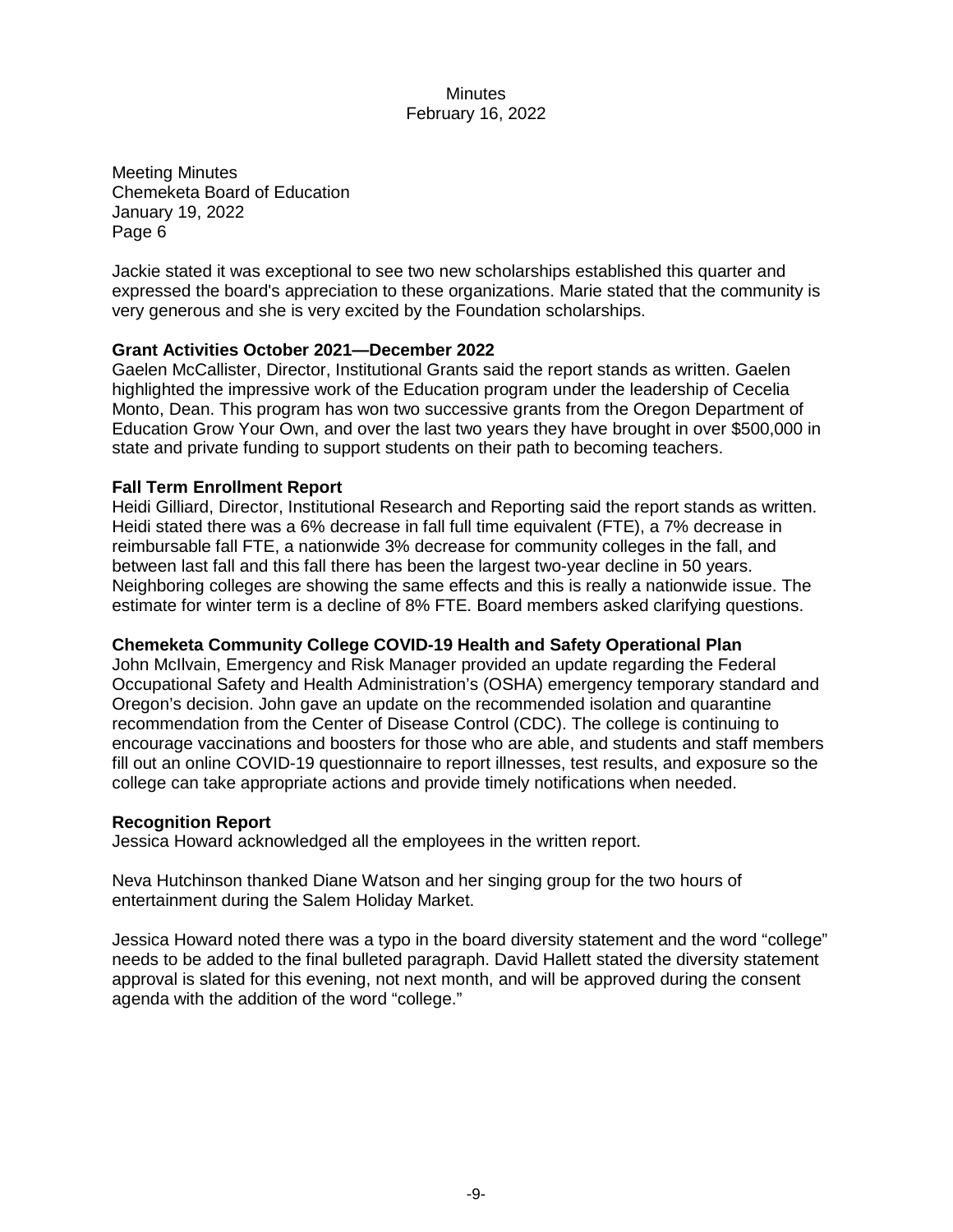Meeting Minutes
Chemeketa Board of Education
January 19, 2022
Page 6

Jackie stated it was exceptional to see two new scholarships established this quarter and expressed the board's appreciation to these organizations. Marie stated that the community is very generous and she is very excited by the Foundation scholarships.

**Grant Activities October 2021—December 2022**
Gaelen McCallister, Director, Institutional Grants said the report stands as written. Gaelen highlighted the impressive work of the Education program under the leadership of Cecelia Monto, Dean. This program has won two successive grants from the Oregon Department of Education Grow Your Own, and over the last two years they have brought in over $500,000 in state and private funding to support students on their path to becoming teachers.

**Fall Term Enrollment Report**
Heidi Gilliard, Director, Institutional Research and Reporting said the report stands as written. Heidi stated there was a 6% decrease in fall full time equivalent (FTE), a 7% decrease in reimbursable fall FTE, a nationwide 3% decrease for community colleges in the fall, and between last fall and this fall there has been the largest two-year decline in 50 years. Neighboring colleges are showing the same effects and this is really a nationwide issue. The estimate for winter term is a decline of 8% FTE. Board members asked clarifying questions.

**Chemeketa Community College COVID-19 Health and Safety Operational Plan**
John McIlvain, Emergency and Risk Manager provided an update regarding the Federal Occupational Safety and Health Administration's (OSHA) emergency temporary standard and Oregon's decision. John gave an update on the recommended isolation and quarantine recommendation from the Center of Disease Control (CDC). The college is continuing to encourage vaccinations and boosters for those who are able, and students and staff members fill out an online COVID-19 questionnaire to report illnesses, test results, and exposure so the college can take appropriate actions and provide timely notifications when needed.

**Recognition Report**
Jessica Howard acknowledged all the employees in the written report.

Neva Hutchinson thanked Diane Watson and her singing group for the two hours of entertainment during the Salem Holiday Market.

Jessica Howard noted there was a typo in the board diversity statement and the word "college" needs to be added to the final bulleted paragraph. David Hallett stated the diversity statement approval is slated for this evening, not next month, and will be approved during the consent agenda with the addition of the word "college."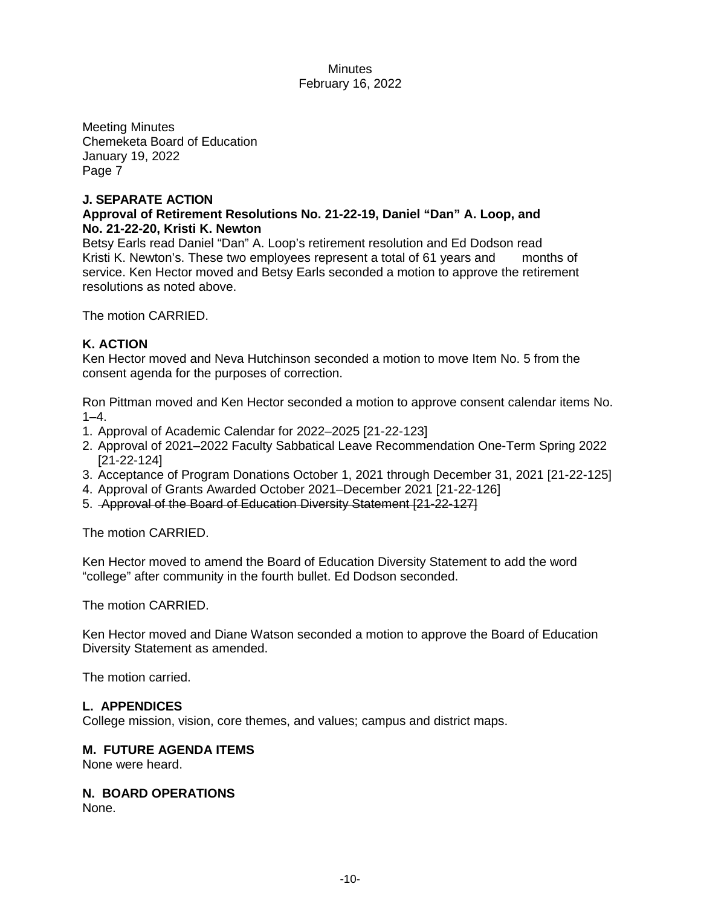Meeting Minutes
Chemeketa Board of Education
January 19, 2022
Page 7

**J. SEPARATE ACTION**

**Approval of Retirement Resolutions No. 21-22-19, Daniel "Dan" A. Loop, and No. 21-22-20, Kristi K. Newton**

Betsy Earls read Daniel "Dan" A. Loop's retirement resolution and Ed Dodson read Kristi K. Newton's. These two employees represent a total of 61 years and months of service. Ken Hector moved and Betsy Earls seconded a motion to approve the retirement resolutions as noted above.

The motion CARRIED.

**K. ACTION**

Ken Hector moved and Neva Hutchinson seconded a motion to move Item No. 5 from the consent agenda for the purposes of correction.

Ron Pittman moved and Ken Hector seconded a motion to approve consent calendar items No. 1–4.

1. Approval of Academic Calendar for 2022–2025 [21-22-123]
2. Approval of 2021–2022 Faculty Sabbatical Leave Recommendation One-Term Spring 2022 [21-22-124]
3. Acceptance of Program Donations October 1, 2021 through December 31, 2021 [21-22-125]
4. Approval of Grants Awarded October 2021–December 2021 [21-22-126]
5. ~~Approval of the Board of Education Diversity Statement [21-22-127]~~

The motion CARRIED.

Ken Hector moved to amend the Board of Education Diversity Statement to add the word "college" after community in the fourth bullet. Ed Dodson seconded.

The motion CARRIED.

Ken Hector moved and Diane Watson seconded a motion to approve the Board of Education Diversity Statement as amended.

The motion carried.

**L. APPENDICES**

College mission, vision, core themes, and values; campus and district maps.

**M. FUTURE AGENDA ITEMS**

None were heard.

**N. BOARD OPERATIONS**

None.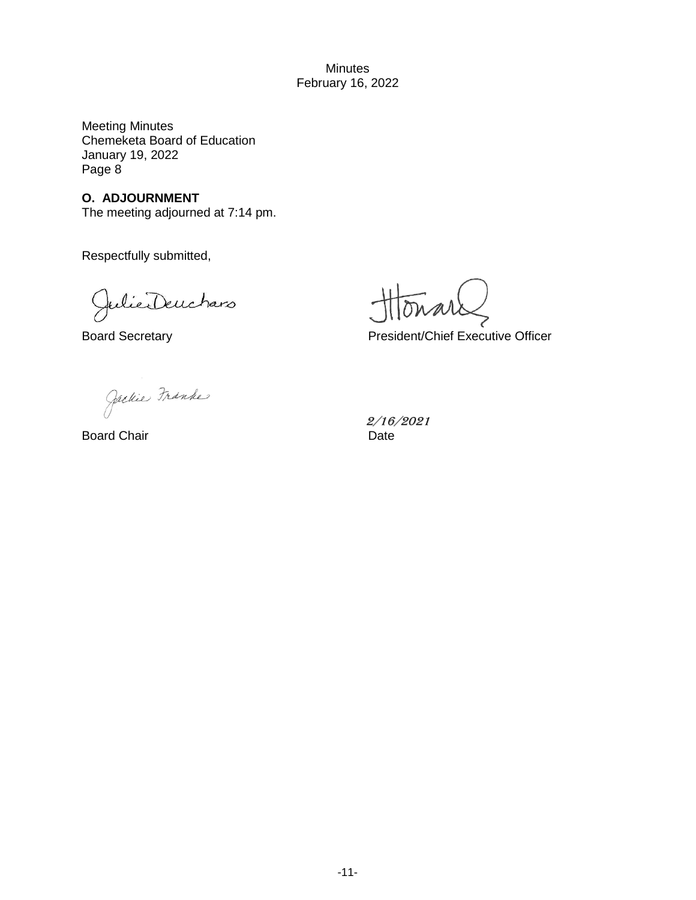Meeting Minutes
Chemeketa Board of Education
January 19, 2022
Page 8

**O. ADJOURNMENT**
The meeting adjourned at 7:14 pm.

Respectfully submitted,

Julie Deuchars

Board Secretary

JHoward

President/Chief Executive Officer

Jackie Franke

Board Chair

*2/16/2021*

Date